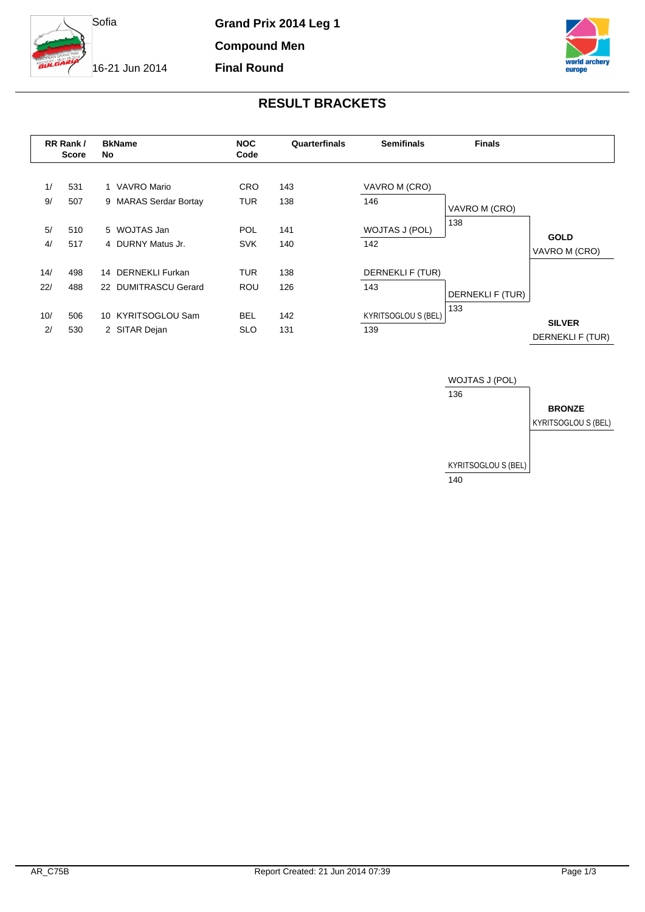Sofia

16-21 Jun 2014

**Grand Prix 2014 Leg 1**

**Compound Men**

**Final Round**

## RESULT BRACKETS

| RR Rank / | Score | BkNo | Name | NOC Code | Quarterfinals | Semifinals | Finals | |
|---|---|---|---|---|---|---|---|---|
| 1/ | 531 | 1 | VAVRO Mario | CRO | 143 | VAVRO M (CRO) | | |
| 9/ | 507 | 9 | MARAS Serdar Bortay | TUR | 138 | 146 | VAVRO M (CRO) | |
| 5/ | 510 | 5 | WOJTAS Jan | POL | 141 | WOJTAS J (POL) | 138 | **GOLD** |
| 4/ | 517 | 4 | DURNY Matus Jr. | SVK | 140 | 142 | | VAVRO M (CRO) |
| 14/ | 498 | 14 | DERNEKLI Furkan | TUR | 138 | DERNEKLI F (TUR) | | |
| 22/ | 488 | 22 | DUMITRASCU Gerard | ROU | 126 | 143 | DERNEKLI F (TUR) | |
| 10/ | 506 | 10 | KYRITSOGLOU Sam | BEL | 142 | KYRITSOGLOU S (BEL) | 133 | **SILVER** |
| 2/ | 530 | 2 | SITAR Dejan | SLO | 131 | 139 | | DERNEKLI F (TUR) |

**Bronze match**

| Finals | |
|---|---|
| WOJTAS J (POL) | |
| 136 | **BRONZE** |
| | KYRITSOGLOU S (BEL) |
| KYRITSOGLOU S (BEL) | |
| 140 | |

AR_C75B

Report Created: 21 Jun 2014 07:39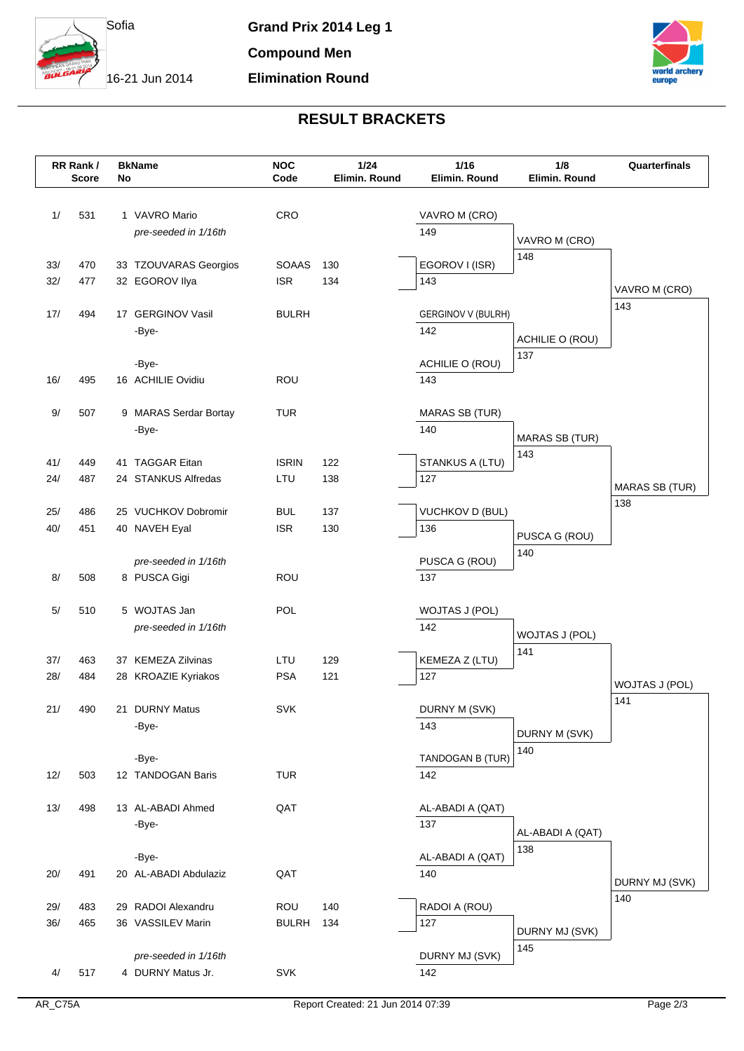Sofia

16-21 Jun 2014

**Grand Prix 2014 Leg 1**

**Compound Men**

**Elimination Round**

## RESULT BRACKETS

| RR Rank / Score | | BkName No | | NOC Code | 1/24 Elimin. Round | 1/16 Elimin. Round | 1/8 Elimin. Round | Quarterfinals |
|---|---|---|---|---|---|---|---|---|
| 1/ | 531 | 1 | VAVRO Mario | CRO | | VAVRO M (CRO) | | |
| | | | *pre-seeded in 1/16th* | | | 149 | VAVRO M (CRO) | |
| 33/ | 470 | 33 | TZOUVARAS Georgios | SOAAS | 130 | EGOROV I (ISR) | 148 | |
| 32/ | 477 | 32 | EGOROV Ilya | ISR | 134 | 143 | | VAVRO M (CRO) |
| 17/ | 494 | 17 | GERGINOV Vasil | BULRH | | GERGINOV V (BULRH) | | 143 |
| | | | -Bye- | | | 142 | ACHILIE O (ROU) | |
| | | | -Bye- | | | ACHILIE O (ROU) | 137 | |
| 16/ | 495 | 16 | ACHILIE Ovidiu | ROU | | 143 | | |
| 9/ | 507 | 9 | MARAS Serdar Bortay | TUR | | MARAS SB (TUR) | | |
| | | | -Bye- | | | 140 | MARAS SB (TUR) | |
| 41/ | 449 | 41 | TAGGAR Eitan | ISRIN | 122 | STANKUS A (LTU) | 143 | |
| 24/ | 487 | 24 | STANKUS Alfredas | LTU | 138 | 127 | | MARAS SB (TUR) |
| 25/ | 486 | 25 | VUCHKOV Dobromir | BUL | 137 | VUCHKOV D (BUL) | | 138 |
| 40/ | 451 | 40 | NAVEH Eyal | ISR | 130 | 136 | PUSCA G (ROU) | |
| | | | *pre-seeded in 1/16th* | | | PUSCA G (ROU) | 140 | |
| 8/ | 508 | 8 | PUSCA Gigi | ROU | | 137 | | |
| 5/ | 510 | 5 | WOJTAS Jan | POL | | WOJTAS J (POL) | | |
| | | | *pre-seeded in 1/16th* | | | 142 | WOJTAS J (POL) | |
| 37/ | 463 | 37 | KEMEZA Zilvinas | LTU | 129 | KEMEZA Z (LTU) | 141 | |
| 28/ | 484 | 28 | KROAZIE Kyriakos | PSA | 121 | 127 | | WOJTAS J (POL) |
| 21/ | 490 | 21 | DURNY Matus | SVK | | DURNY M (SVK) | | 141 |
| | | | -Bye- | | | 143 | DURNY M (SVK) | |
| | | | -Bye- | | | TANDOGAN B (TUR) | 140 | |
| 12/ | 503 | 12 | TANDOGAN Baris | TUR | | 142 | | |
| 13/ | 498 | 13 | AL-ABADI Ahmed | QAT | | AL-ABADI A (QAT) | | |
| | | | -Bye- | | | 137 | AL-ABADI A (QAT) | |
| | | | -Bye- | | | AL-ABADI A (QAT) | 138 | |
| 20/ | 491 | 20 | AL-ABADI Abdulaziz | QAT | | 140 | | DURNY MJ (SVK) |
| 29/ | 483 | 29 | RADOI Alexandru | ROU | 140 | RADOI A (ROU) | | 140 |
| 36/ | 465 | 36 | VASSILEV Marin | BULRH | 134 | 127 | DURNY MJ (SVK) | |
| | | | *pre-seeded in 1/16th* | | | DURNY MJ (SVK) | 145 | |
| 4/ | 517 | 4 | DURNY Matus Jr. | SVK | | 142 | | |

AR_C75A — Report Created: 21 Jun 2014 07:39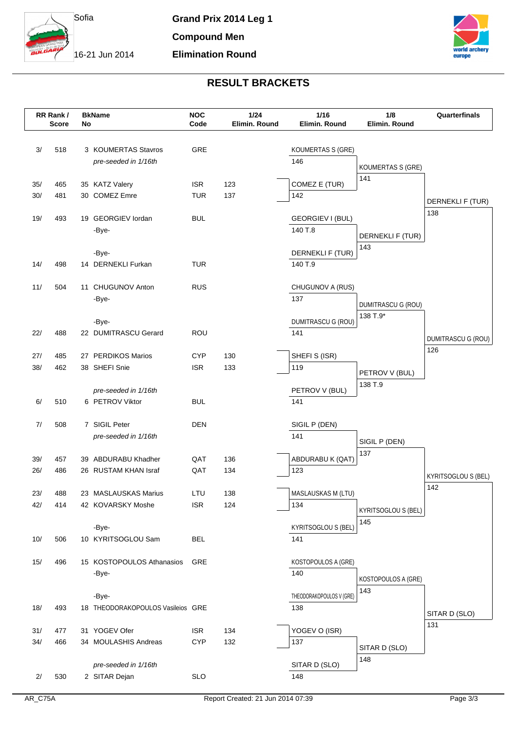Sofia

16-21 Jun 2014

**Grand Prix 2014 Leg 1**

**Compound Men**

**Elimination Round**

## RESULT BRACKETS

| RR Rank / | Score | BkName No | | NOC Code | 1/24 Elimin. Round | 1/16 Elimin. Round | 1/8 Elimin. Round | Quarterfinals |
|---|---|---|---|---|---|---|---|---|
| 3/ | 518 | 3 | KOUMERTAS Stavros | GRE | | KOUMERTAS S (GRE) | | |
| | | | *pre-seeded in 1/16th* | | | 146 | KOUMERTAS S (GRE) | |
| 35/ | 465 | 35 | KATZ Valery | ISR | 123 | COMEZ E (TUR) | 141 | |
| 30/ | 481 | 30 | COMEZ Emre | TUR | 137 | 142 | | DERNEKLI F (TUR) |
| 19/ | 493 | 19 | GEORGIEV Iordan | BUL | | GEORGIEV I (BUL) | | 138 |
| | | | -Bye- | | | 140 T.8 | DERNEKLI F (TUR) | |
| | | | -Bye- | | | DERNEKLI F (TUR) | 143 | |
| 14/ | 498 | 14 | DERNEKLI Furkan | TUR | | 140 T.9 | | |
| 11/ | 504 | 11 | CHUGUNOV Anton | RUS | | CHUGUNOV A (RUS) | | |
| | | | -Bye- | | | 137 | DUMITRASCU G (ROU) | |
| | | | -Bye- | | | DUMITRASCU G (ROU) | 138 T.9* | |
| 22/ | 488 | 22 | DUMITRASCU Gerard | ROU | | 141 | | DUMITRASCU G (ROU) |
| 27/ | 485 | 27 | PERDIKOS Marios | CYP | 130 | SHEFI S (ISR) | | 126 |
| 38/ | 462 | 38 | SHEFI Snie | ISR | 133 | 119 | PETROV V (BUL) | |
| | | | *pre-seeded in 1/16th* | | | PETROV V (BUL) | 138 T.9 | |
| 6/ | 510 | 6 | PETROV Viktor | BUL | | 141 | | |
| 7/ | 508 | 7 | SIGIL Peter | DEN | | SIGIL P (DEN) | | |
| | | | *pre-seeded in 1/16th* | | | 141 | SIGIL P (DEN) | |
| 39/ | 457 | 39 | ABDURABU Khadher | QAT | 136 | ABDURABU K (QAT) | 137 | |
| 26/ | 486 | 26 | RUSTAM KHAN Israf | QAT | 134 | 123 | | KYRITSOGLOU S (BEL) |
| 23/ | 488 | 23 | MASLAUSKAS Marius | LTU | 138 | MASLAUSKAS M (LTU) | | 142 |
| 42/ | 414 | 42 | KOVARSKY Moshe | ISR | 124 | 134 | KYRITSOGLOU S (BEL) | |
| | | | -Bye- | | | KYRITSOGLOU S (BEL) | 145 | |
| 10/ | 506 | 10 | KYRITSOGLOU Sam | BEL | | 141 | | |
| 15/ | 496 | 15 | KOSTOPOULOS Athanasios | GRE | | KOSTOPOULOS A (GRE) | | |
| | | | -Bye- | | | 140 | KOSTOPOULOS A (GRE) | |
| | | | -Bye- | | | THEODORAKOPOULOS V (GRE) | 143 | |
| 18/ | 493 | 18 | THEODORAKOPOULOS Vasileios | GRE | | 138 | | SITAR D (SLO) |
| 31/ | 477 | 31 | YOGEV Ofer | ISR | 134 | YOGEV O (ISR) | | 131 |
| 34/ | 466 | 34 | MOULASHIS Andreas | CYP | 132 | 137 | SITAR D (SLO) | |
| | | | *pre-seeded in 1/16th* | | | SITAR D (SLO) | 148 | |
| 2/ | 530 | 2 | SITAR Dejan | SLO | | 148 | | |

AR_C75A    Report Created: 21 Jun 2014 07:39